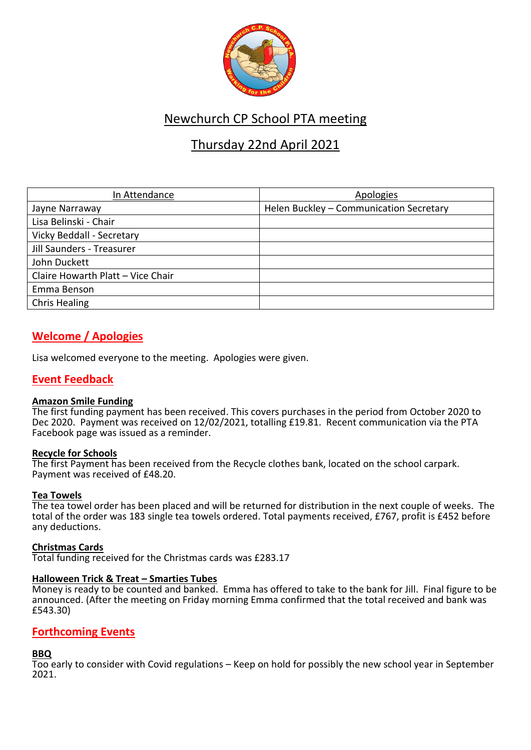# Newchurch CP School PTA meeting

## Thursday 22nd April 2021

| In Attendance | Apologies |
|---|---|
| Jayne Narraway | Helen Buckley – Communication Secretary |
| Lisa Belinski - Chair | |
| Vicky Beddall - Secretary | |
| Jill Saunders - Treasurer | |
| John Duckett | |
| Claire Howarth Platt – Vice Chair | |
| Emma Benson | |
| Chris Healing | |

## Welcome / Apologies

Lisa welcomed everyone to the meeting. Apologies were given.

## Event Feedback

### Amazon Smile Funding

The first funding payment has been received. This covers purchases in the period from October 2020 to Dec 2020. Payment was received on 12/02/2021, totalling £19.81. Recent communication via the PTA Facebook page was issued as a reminder.

### Recycle for Schools

The first Payment has been received from the Recycle clothes bank, located on the school carpark. Payment was received of £48.20.

### Tea Towels

The tea towel order has been placed and will be returned for distribution in the next couple of weeks. The total of the order was 183 single tea towels ordered. Total payments received, £767, profit is £452 before any deductions.

### Christmas Cards

Total funding received for the Christmas cards was £283.17

### Halloween Trick & Treat – Smarties Tubes

Money is ready to be counted and banked. Emma has offered to take to the bank for Jill. Final figure to be announced. (After the meeting on Friday morning Emma confirmed that the total received and bank was £543.30)

## Forthcoming Events

### BBQ

Too early to consider with Covid regulations – Keep on hold for possibly the new school year in September 2021.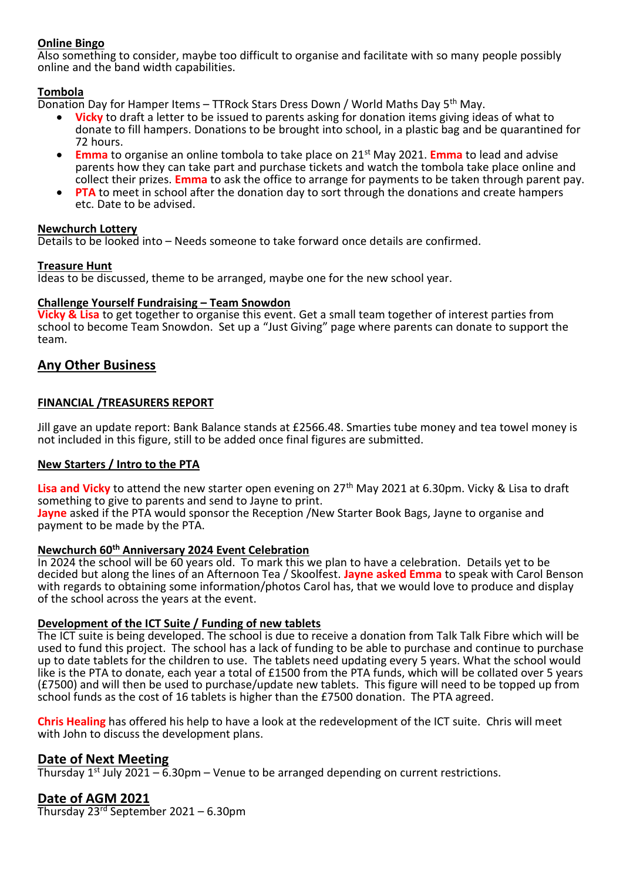**Online Bingo**

Also something to consider, maybe too difficult to organise and facilitate with so many people possibly online and the band width capabilities.

**Tombola**

Donation Day for Hamper Items – TTRock Stars Dress Down / World Maths Day 5th May.

- **Vicky** to draft a letter to be issued to parents asking for donation items giving ideas of what to donate to fill hampers. Donations to be brought into school, in a plastic bag and be quarantined for 72 hours.
- **Emma** to organise an online tombola to take place on 21st May 2021. **Emma** to lead and advise parents how they can take part and purchase tickets and watch the tombola take place online and collect their prizes. **Emma** to ask the office to arrange for payments to be taken through parent pay.
- **PTA** to meet in school after the donation day to sort through the donations and create hampers etc. Date to be advised.

**Newchurch Lottery**

Details to be looked into – Needs someone to take forward once details are confirmed.

**Treasure Hunt**

Ideas to be discussed, theme to be arranged, maybe one for the new school year.

**Challenge Yourself Fundraising – Team Snowdon**

**Vicky & Lisa** to get together to organise this event. Get a small team together of interest parties from school to become Team Snowdon. Set up a "Just Giving" page where parents can donate to support the team.

## Any Other Business

**FINANCIAL /TREASURERS REPORT**

Jill gave an update report: Bank Balance stands at £2566.48. Smarties tube money and tea towel money is not included in this figure, still to be added once final figures are submitted.

**New Starters / Intro to the PTA**

**Lisa and Vicky** to attend the new starter open evening on 27th May 2021 at 6.30pm. Vicky & Lisa to draft something to give to parents and send to Jayne to print.
**Jayne** asked if the PTA would sponsor the Reception /New Starter Book Bags, Jayne to organise and payment to be made by the PTA.

**Newchurch 60th Anniversary 2024 Event Celebration**

In 2024 the school will be 60 years old. To mark this we plan to have a celebration. Details yet to be decided but along the lines of an Afternoon Tea / Skoolfest. **Jayne asked Emma** to speak with Carol Benson with regards to obtaining some information/photos Carol has, that we would love to produce and display of the school across the years at the event.

**Development of the ICT Suite / Funding of new tablets**

The ICT suite is being developed. The school is due to receive a donation from Talk Talk Fibre which will be used to fund this project. The school has a lack of funding to be able to purchase and continue to purchase up to date tablets for the children to use. The tablets need updating every 5 years. What the school would like is the PTA to donate, each year a total of £1500 from the PTA funds, which will be collated over 5 years (£7500) and will then be used to purchase/update new tablets. This figure will need to be topped up from school funds as the cost of 16 tablets is higher than the £7500 donation. The PTA agreed.

**Chris Healing** has offered his help to have a look at the redevelopment of the ICT suite. Chris will meet with John to discuss the development plans.

## Date of Next Meeting

Thursday 1st July 2021 – 6.30pm – Venue to be arranged depending on current restrictions.

## Date of AGM 2021

Thursday 23rd September 2021 – 6.30pm